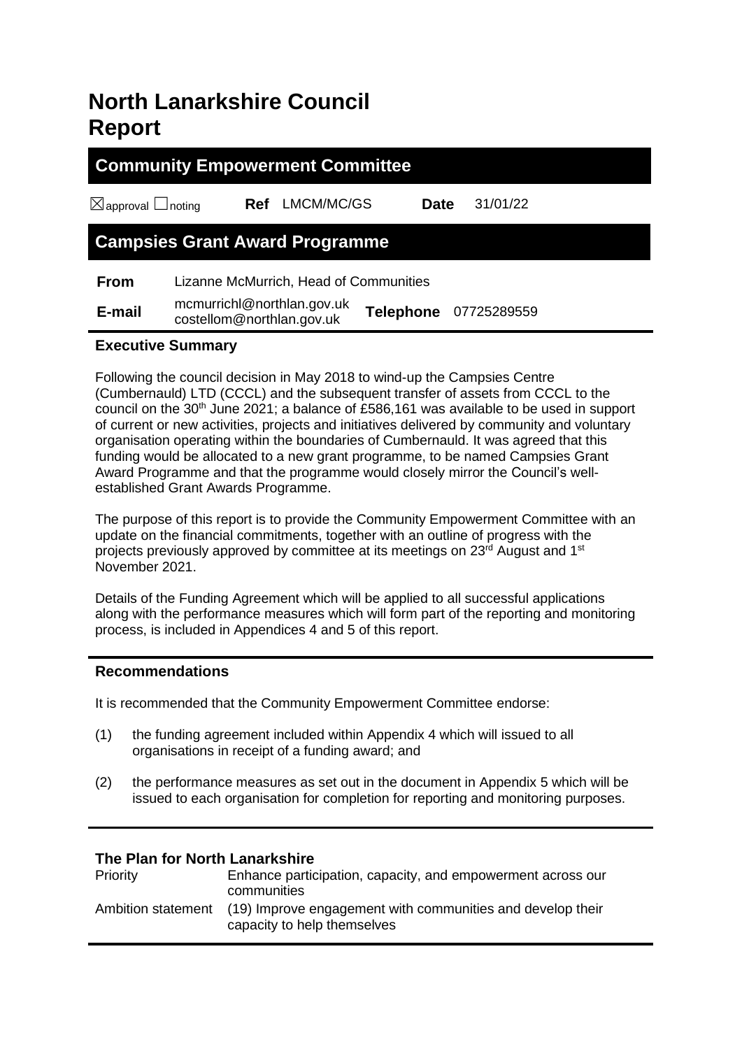# North Lanarkshire Council Report

## Community Empowerment Committee

☒approval ☐noting **Ref** LMCM/MC/GS **Date** 31/01/22

## Campsies Grant Award Programme

| | |
|---|---|
| **From** | Lizanne McMurrich, Head of Communities |
| **E-mail** | mcmurrichl@northlan.gov.uk costellom@northlan.gov.uk **Telephone** 07725289559 |

### Executive Summary

Following the council decision in May 2018 to wind-up the Campsies Centre (Cumbernauld) LTD (CCCL) and the subsequent transfer of assets from CCCL to the council on the 30th June 2021; a balance of £586,161 was available to be used in support of current or new activities, projects and initiatives delivered by community and voluntary organisation operating within the boundaries of Cumbernauld. It was agreed that this funding would be allocated to a new grant programme, to be named Campsies Grant Award Programme and that the programme would closely mirror the Council's well-established Grant Awards Programme.

The purpose of this report is to provide the Community Empowerment Committee with an update on the financial commitments, together with an outline of progress with the projects previously approved by committee at its meetings on 23rd August and 1st November 2021.

Details of the Funding Agreement which will be applied to all successful applications along with the performance measures which will form part of the reporting and monitoring process, is included in Appendices 4 and 5 of this report.

### Recommendations

It is recommended that the Community Empowerment Committee endorse:

(1) the funding agreement included within Appendix 4 which will issued to all organisations in receipt of a funding award; and

(2) the performance measures as set out in the document in Appendix 5 which will be issued to each organisation for completion for reporting and monitoring purposes.

### The Plan for North Lanarkshire

| | |
|---|---|
| Priority | Enhance participation, capacity, and empowerment across our communities |
| Ambition statement | (19) Improve engagement with communities and develop their capacity to help themselves |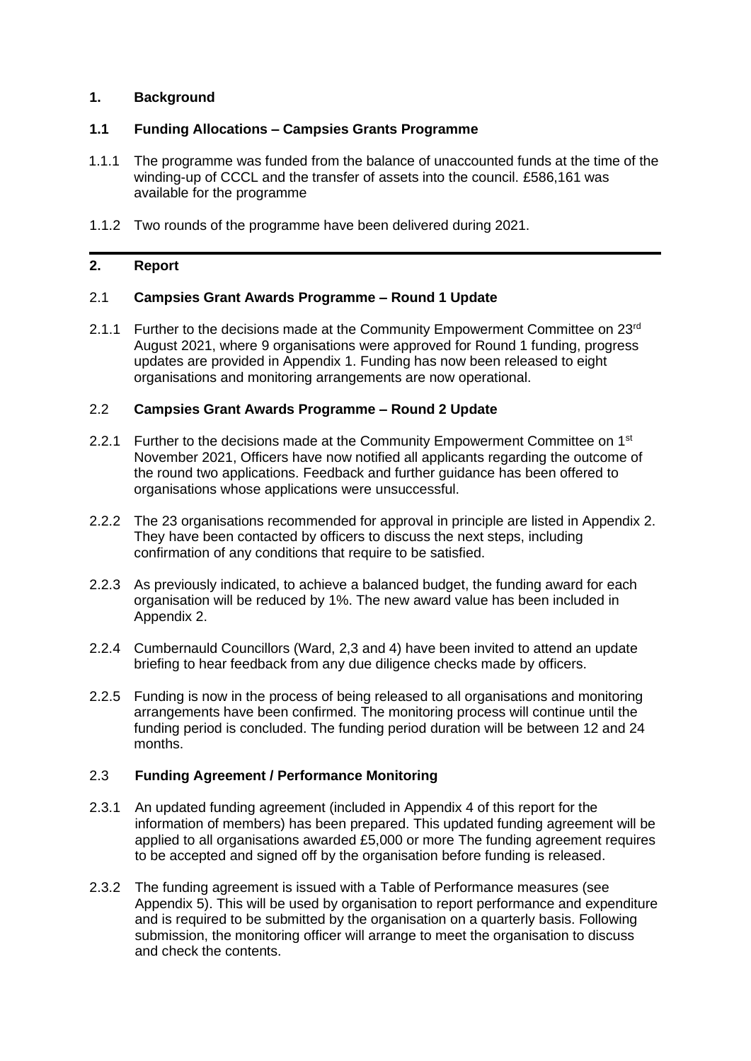## 1. Background

### 1.1 Funding Allocations – Campsies Grants Programme

1.1.1 The programme was funded from the balance of unaccounted funds at the time of the winding-up of CCCL and the transfer of assets into the council. £586,161 was available for the programme

1.1.2 Two rounds of the programme have been delivered during 2021.

---

## 2. Report

### 2.1 Campsies Grant Awards Programme – Round 1 Update

2.1.1 Further to the decisions made at the Community Empowerment Committee on 23rd August 2021, where 9 organisations were approved for Round 1 funding, progress updates are provided in Appendix 1. Funding has now been released to eight organisations and monitoring arrangements are now operational.

### 2.2 Campsies Grant Awards Programme – Round 2 Update

2.2.1 Further to the decisions made at the Community Empowerment Committee on 1st November 2021, Officers have now notified all applicants regarding the outcome of the round two applications. Feedback and further guidance has been offered to organisations whose applications were unsuccessful.

2.2.2 The 23 organisations recommended for approval in principle are listed in Appendix 2. They have been contacted by officers to discuss the next steps, including confirmation of any conditions that require to be satisfied.

2.2.3 As previously indicated, to achieve a balanced budget, the funding award for each organisation will be reduced by 1%. The new award value has been included in Appendix 2.

2.2.4 Cumbernauld Councillors (Ward, 2,3 and 4) have been invited to attend an update briefing to hear feedback from any due diligence checks made by officers.

2.2.5 Funding is now in the process of being released to all organisations and monitoring arrangements have been confirmed. The monitoring process will continue until the funding period is concluded. The funding period duration will be between 12 and 24 months.

### 2.3 Funding Agreement / Performance Monitoring

2.3.1 An updated funding agreement (included in Appendix 4 of this report for the information of members) has been prepared. This updated funding agreement will be applied to all organisations awarded £5,000 or more The funding agreement requires to be accepted and signed off by the organisation before funding is released.

2.3.2 The funding agreement is issued with a Table of Performance measures (see Appendix 5). This will be used by organisation to report performance and expenditure and is required to be submitted by the organisation on a quarterly basis. Following submission, the monitoring officer will arrange to meet the organisation to discuss and check the contents.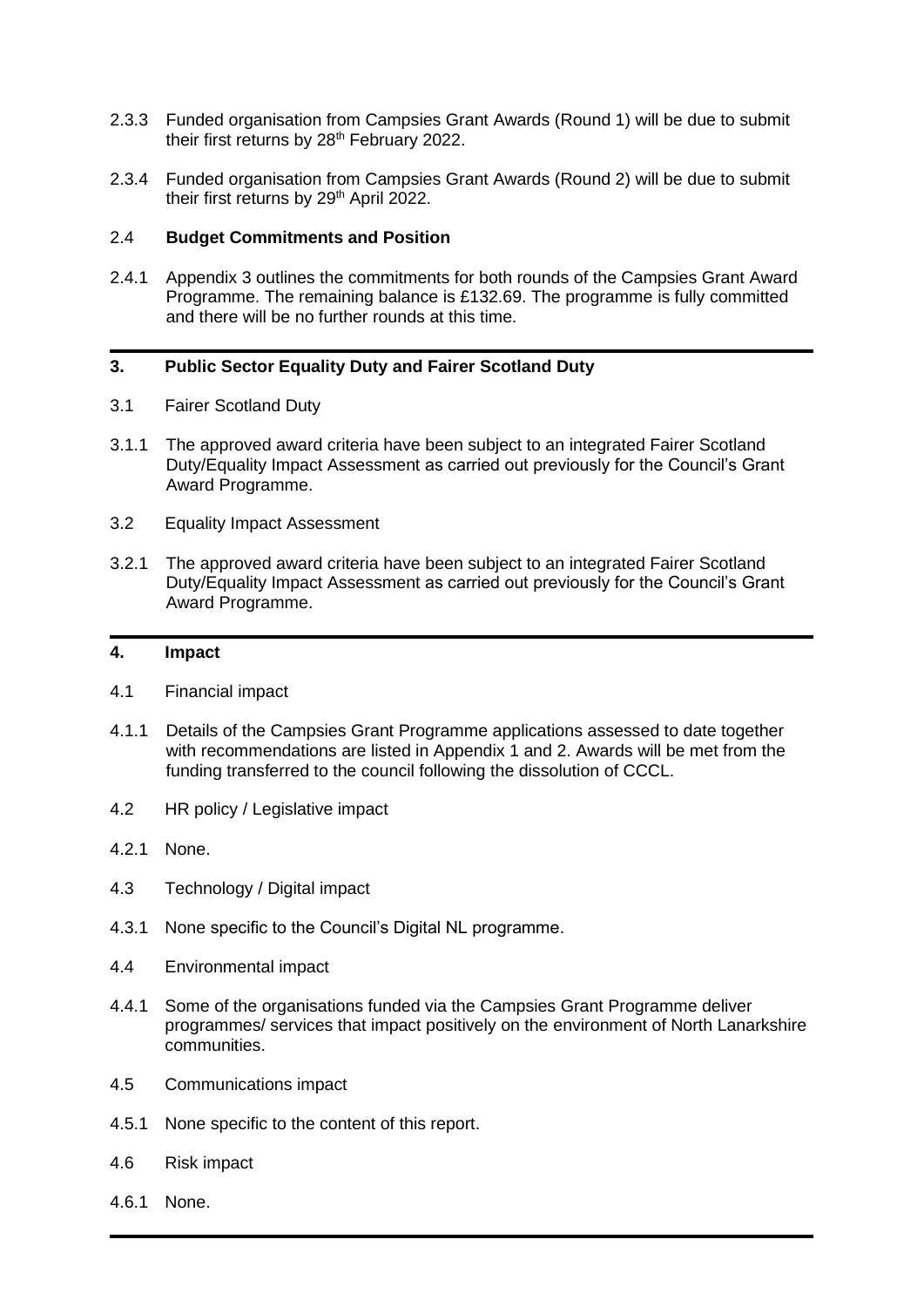2.3.3 Funded organisation from Campsies Grant Awards (Round 1) will be due to submit their first returns by 28th February 2022.

2.3.4 Funded organisation from Campsies Grant Awards (Round 2) will be due to submit their first returns by 29th April 2022.

2.4 **Budget Commitments and Position**

2.4.1 Appendix 3 outlines the commitments for both rounds of the Campsies Grant Award Programme. The remaining balance is £132.69. The programme is fully committed and there will be no further rounds at this time.

---

## 3. Public Sector Equality Duty and Fairer Scotland Duty

3.1 Fairer Scotland Duty

3.1.1 The approved award criteria have been subject to an integrated Fairer Scotland Duty/Equality Impact Assessment as carried out previously for the Council's Grant Award Programme.

3.2 Equality Impact Assessment

3.2.1 The approved award criteria have been subject to an integrated Fairer Scotland Duty/Equality Impact Assessment as carried out previously for the Council's Grant Award Programme.

---

## 4. Impact

4.1 Financial impact

4.1.1 Details of the Campsies Grant Programme applications assessed to date together with recommendations are listed in Appendix 1 and 2. Awards will be met from the funding transferred to the council following the dissolution of CCCL.

4.2 HR policy / Legislative impact

4.2.1 None.

4.3 Technology / Digital impact

4.3.1 None specific to the Council's Digital NL programme.

4.4 Environmental impact

4.4.1 Some of the organisations funded via the Campsies Grant Programme deliver programmes/ services that impact positively on the environment of North Lanarkshire communities.

4.5 Communications impact

4.5.1 None specific to the content of this report.

4.6 Risk impact

4.6.1 None.

---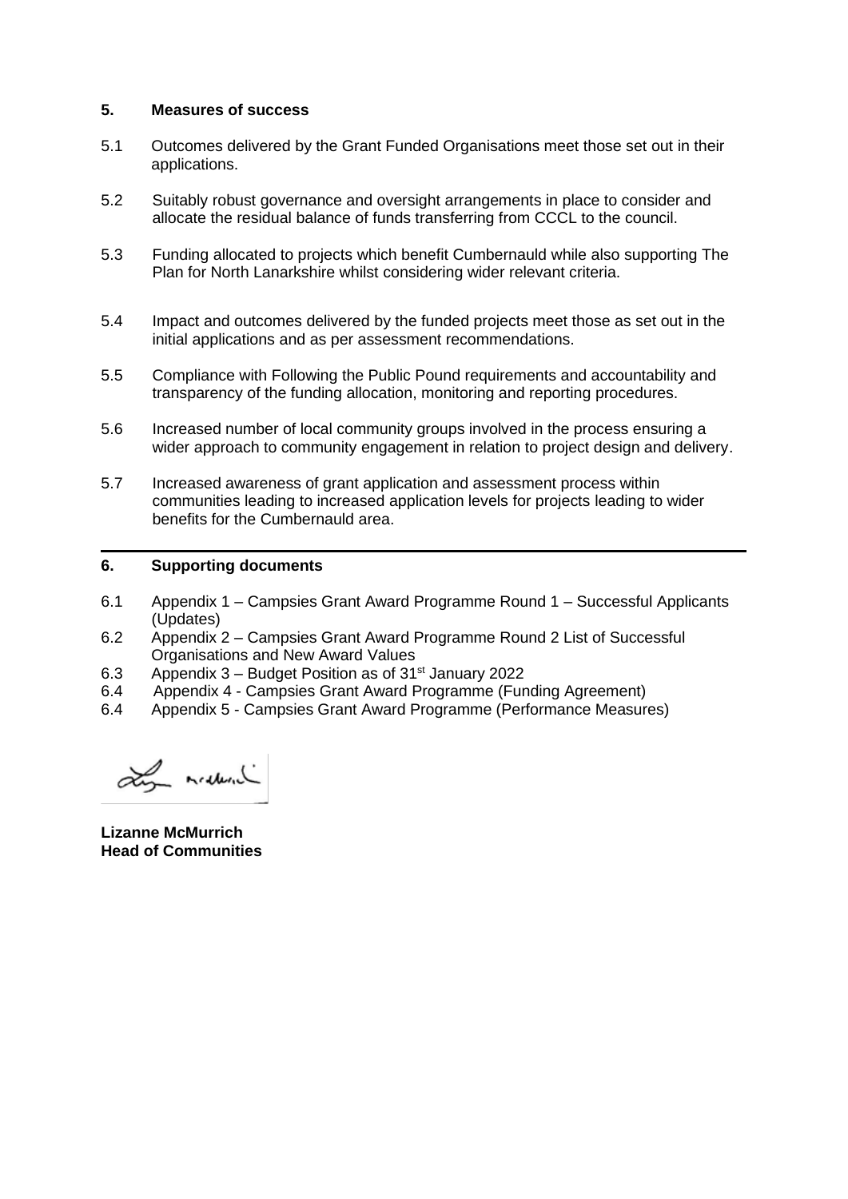## 5. Measures of success

5.1 Outcomes delivered by the Grant Funded Organisations meet those set out in their applications.

5.2 Suitably robust governance and oversight arrangements in place to consider and allocate the residual balance of funds transferring from CCCL to the council.

5.3 Funding allocated to projects which benefit Cumbernauld while also supporting The Plan for North Lanarkshire whilst considering wider relevant criteria.

5.4 Impact and outcomes delivered by the funded projects meet those as set out in the initial applications and as per assessment recommendations.

5.5 Compliance with Following the Public Pound requirements and accountability and transparency of the funding allocation, monitoring and reporting procedures.

5.6 Increased number of local community groups involved in the process ensuring a wider approach to community engagement in relation to project design and delivery.

5.7 Increased awareness of grant application and assessment process within communities leading to increased application levels for projects leading to wider benefits for the Cumbernauld area.

## 6. Supporting documents

6.1 Appendix 1 – Campsies Grant Award Programme Round 1 – Successful Applicants (Updates)
6.2 Appendix 2 – Campsies Grant Award Programme Round 2 List of Successful Organisations and New Award Values
6.3 Appendix 3 – Budget Position as of 31st January 2022
6.4 Appendix 4 - Campsies Grant Award Programme (Funding Agreement)
6.4 Appendix 5 - Campsies Grant Award Programme (Performance Measures)

**Lizanne McMurrich**
**Head of Communities**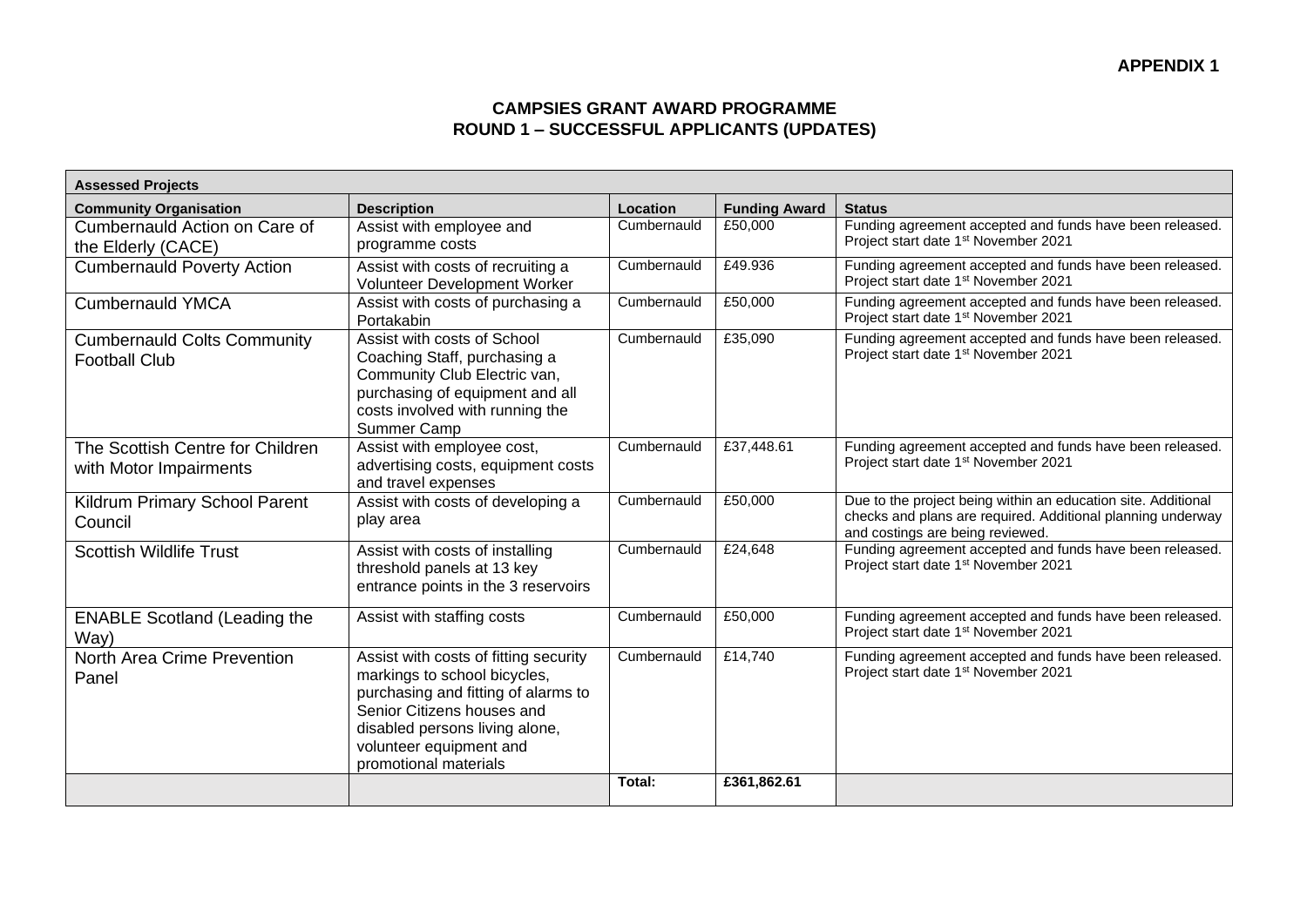**APPENDIX 1**

**CAMPSIES GRANT AWARD PROGRAMME**
**ROUND 1 – SUCCESSFUL APPLICANTS (UPDATES)**

| **Assessed Projects** | | | | |
|---|---|---|---|---|
| **Community Organisation** | **Description** | **Location** | **Funding Award** | **Status** |
| Cumbernauld Action on Care of the Elderly (CACE) | Assist with employee and programme costs | Cumbernauld | £50,000 | Funding agreement accepted and funds have been released. Project start date 1st November 2021 |
| Cumbernauld Poverty Action | Assist with costs of recruiting a Volunteer Development Worker | Cumbernauld | £49.936 | Funding agreement accepted and funds have been released. Project start date 1st November 2021 |
| Cumbernauld YMCA | Assist with costs of purchasing a Portakabin | Cumbernauld | £50,000 | Funding agreement accepted and funds have been released. Project start date 1st November 2021 |
| Cumbernauld Colts Community Football Club | Assist with costs of School Coaching Staff, purchasing a Community Club Electric van, purchasing of equipment and all costs involved with running the Summer Camp | Cumbernauld | £35,090 | Funding agreement accepted and funds have been released. Project start date 1st November 2021 |
| The Scottish Centre for Children with Motor Impairments | Assist with employee cost, advertising costs, equipment costs and travel expenses | Cumbernauld | £37,448.61 | Funding agreement accepted and funds have been released. Project start date 1st November 2021 |
| Kildrum Primary School Parent Council | Assist with costs of developing a play area | Cumbernauld | £50,000 | Due to the project being within an education site. Additional checks and plans are required. Additional planning underway and costings are being reviewed. |
| Scottish Wildlife Trust | Assist with costs of installing threshold panels at 13 key entrance points in the 3 reservoirs | Cumbernauld | £24,648 | Funding agreement accepted and funds have been released. Project start date 1st November 2021 |
| ENABLE Scotland (Leading the Way) | Assist with staffing costs | Cumbernauld | £50,000 | Funding agreement accepted and funds have been released. Project start date 1st November 2021 |
| North Area Crime Prevention Panel | Assist with costs of fitting security markings to school bicycles, purchasing and fitting of alarms to Senior Citizens houses and disabled persons living alone, volunteer equipment and promotional materials | Cumbernauld | £14,740 | Funding agreement accepted and funds have been released. Project start date 1st November 2021 |
| | | **Total:** | **£361,862.61** | |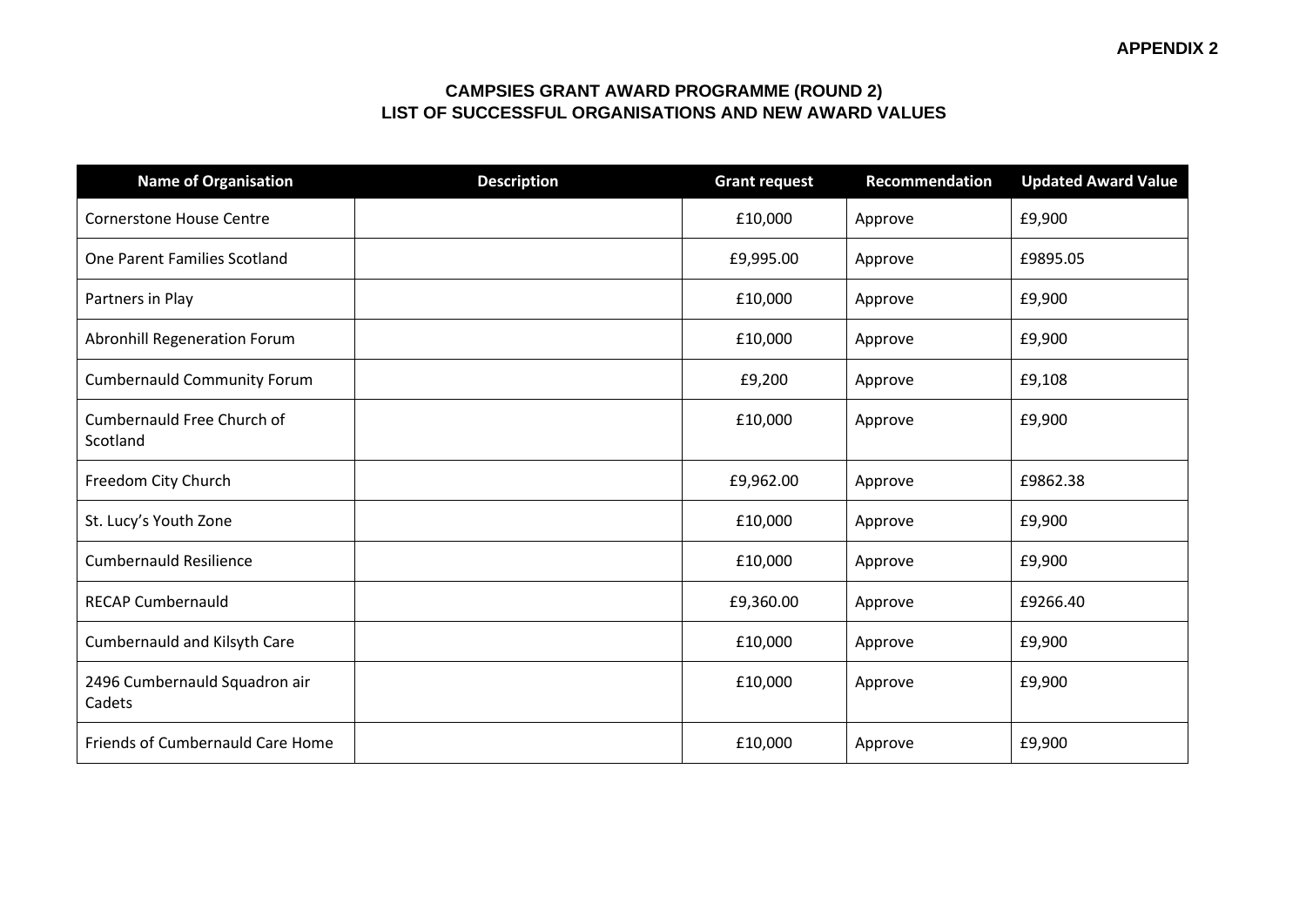**APPENDIX 2**

## CAMPSIES GRANT AWARD PROGRAMME (ROUND 2)
## LIST OF SUCCESSFUL ORGANISATIONS AND NEW AWARD VALUES

| Name of Organisation | Description | Grant request | Recommendation | Updated Award Value |
|---|---|---|---|---|
| Cornerstone House Centre | | £10,000 | Approve | £9,900 |
| One Parent Families Scotland | | £9,995.00 | Approve | £9895.05 |
| Partners in Play | | £10,000 | Approve | £9,900 |
| Abronhill Regeneration Forum | | £10,000 | Approve | £9,900 |
| Cumbernauld Community Forum | | £9,200 | Approve | £9,108 |
| Cumbernauld Free Church of Scotland | | £10,000 | Approve | £9,900 |
| Freedom City Church | | £9,962.00 | Approve | £9862.38 |
| St. Lucy's Youth Zone | | £10,000 | Approve | £9,900 |
| Cumbernauld Resilience | | £10,000 | Approve | £9,900 |
| RECAP Cumbernauld | | £9,360.00 | Approve | £9266.40 |
| Cumbernauld and Kilsyth Care | | £10,000 | Approve | £9,900 |
| 2496 Cumbernauld Squadron air Cadets | | £10,000 | Approve | £9,900 |
| Friends of Cumbernauld Care Home | | £10,000 | Approve | £9,900 |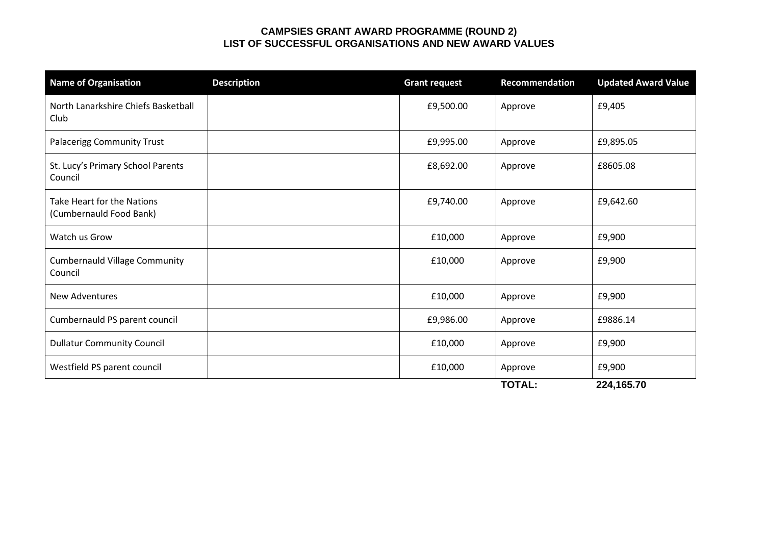**CAMPSIES GRANT AWARD PROGRAMME (ROUND 2)**
**LIST OF SUCCESSFUL ORGANISATIONS AND NEW AWARD VALUES**

| Name of Organisation | Description | Grant request | Recommendation | Updated Award Value |
|---|---|---|---|---|
| North Lanarkshire Chiefs Basketball Club | | £9,500.00 | Approve | £9,405 |
| Palacerigg Community Trust | | £9,995.00 | Approve | £9,895.05 |
| St. Lucy's Primary School Parents Council | | £8,692.00 | Approve | £8605.08 |
| Take Heart for the Nations (Cumbernauld Food Bank) | | £9,740.00 | Approve | £9,642.60 |
| Watch us Grow | | £10,000 | Approve | £9,900 |
| Cumbernauld Village Community Council | | £10,000 | Approve | £9,900 |
| New Adventures | | £10,000 | Approve | £9,900 |
| Cumbernauld PS parent council | | £9,986.00 | Approve | £9886.14 |
| Dullatur Community Council | | £10,000 | Approve | £9,900 |
| Westfield PS parent council | | £10,000 | Approve | £9,900 |
| | | | **TOTAL:** | **224,165.70** |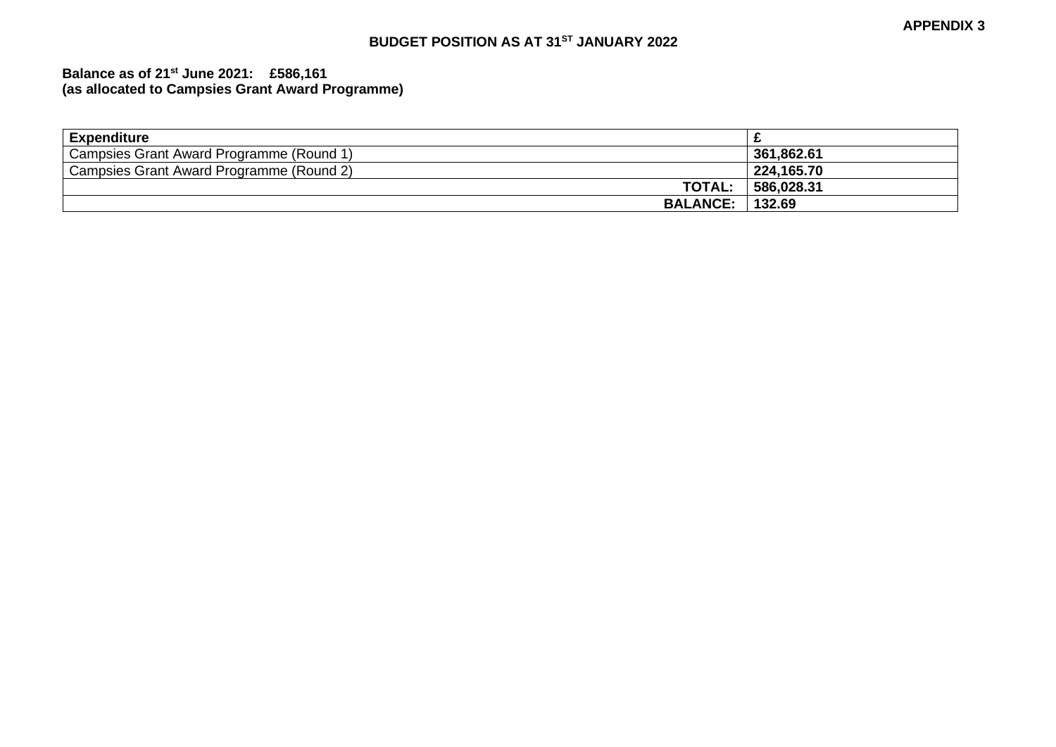**APPENDIX 3**

# BUDGET POSITION AS AT 31ST JANUARY 2022

**Balance as of 21st June 2021: £586,161**
**(as allocated to Campsies Grant Award Programme)**

| Expenditure | £ |
|---|---|
| Campsies Grant Award Programme (Round 1) | **361,862.61** |
| Campsies Grant Award Programme (Round 2) | **224,165.70** |
| **TOTAL:** | **586,028.31** |
| **BALANCE:** | **132.69** |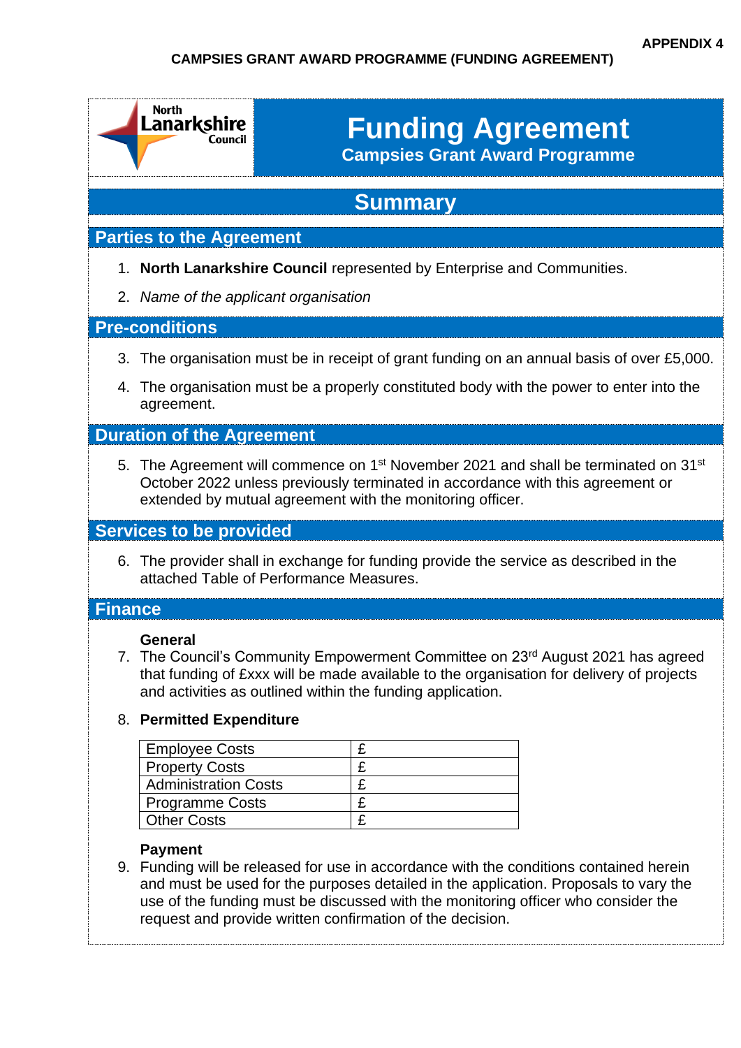APPENDIX 4

CAMPSIES GRANT AWARD PROGRAMME (FUNDING AGREEMENT)

North Lanarkshire Council

# Funding Agreement

## Campsies Grant Award Programme

## Summary

### Parties to the Agreement

1. **North Lanarkshire Council** represented by Enterprise and Communities.
2. *Name of the applicant organisation*

### Pre-conditions

3. The organisation must be in receipt of grant funding on an annual basis of over £5,000.
4. The organisation must be a properly constituted body with the power to enter into the agreement.

### Duration of the Agreement

5. The Agreement will commence on 1st November 2021 and shall be terminated on 31st October 2022 unless previously terminated in accordance with this agreement or extended by mutual agreement with the monitoring officer.

### Services to be provided

6. The provider shall in exchange for funding provide the service as described in the attached Table of Performance Measures.

### Finance

**General**

7. The Council's Community Empowerment Committee on 23rd August 2021 has agreed that funding of £xxx will be made available to the organisation for delivery of projects and activities as outlined within the funding application.
8. **Permitted Expenditure**

| Employee Costs | £ |
|---|---|
| Property Costs | £ |
| Administration Costs | £ |
| Programme Costs | £ |
| Other Costs | £ |

**Payment**

9. Funding will be released for use in accordance with the conditions contained herein and must be used for the purposes detailed in the application. Proposals to vary the use of the funding must be discussed with the monitoring officer who consider the request and provide written confirmation of the decision.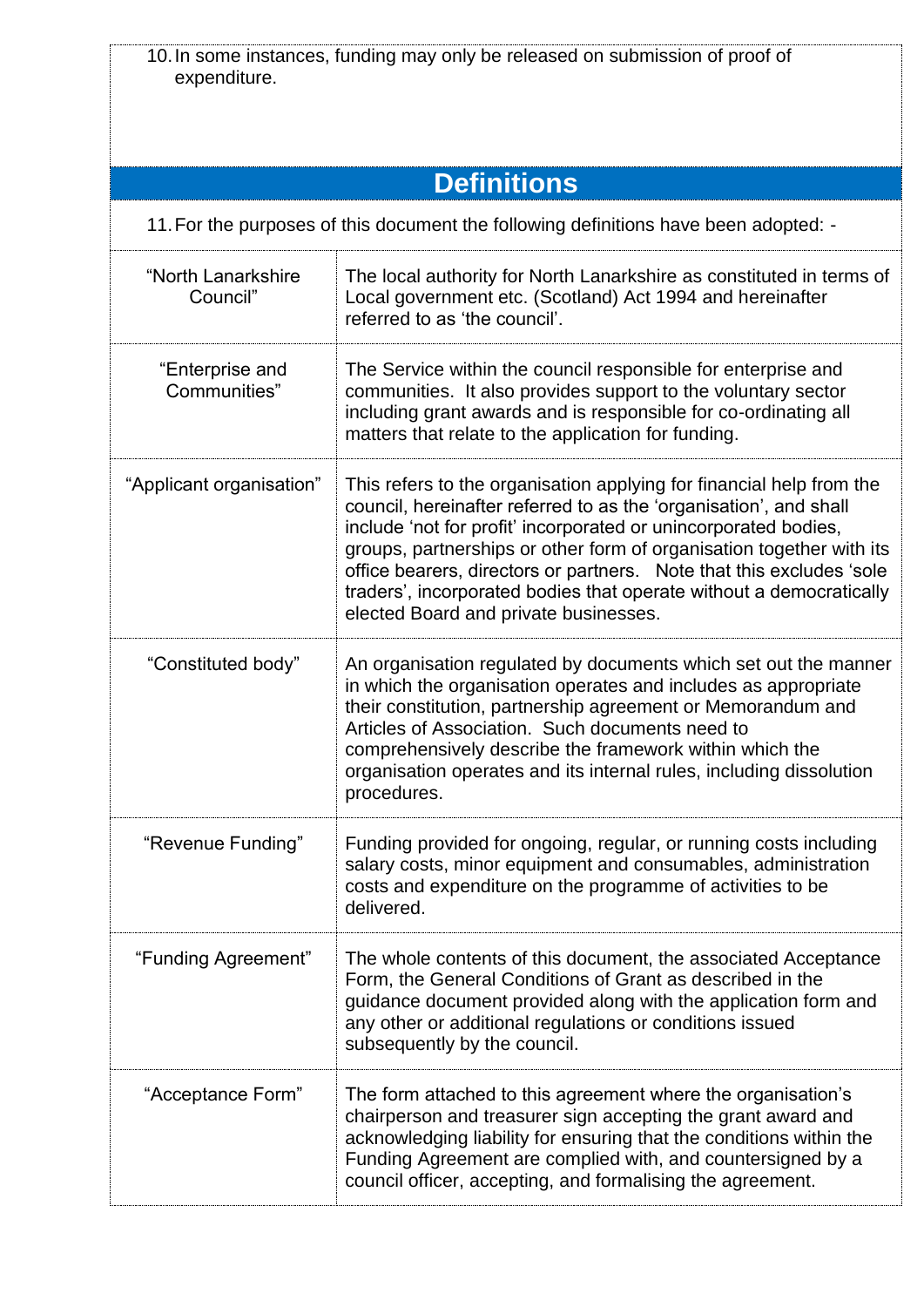10. In some instances, funding may only be released on submission of proof of expenditure.

## Definitions

11. For the purposes of this document the following definitions have been adopted: -

| Term | Definition |
|---|---|
| "North Lanarkshire Council" | The local authority for North Lanarkshire as constituted in terms of Local government etc. (Scotland) Act 1994 and hereinafter referred to as 'the council'. |
| "Enterprise and Communities" | The Service within the council responsible for enterprise and communities. It also provides support to the voluntary sector including grant awards and is responsible for co-ordinating all matters that relate to the application for funding. |
| "Applicant organisation" | This refers to the organisation applying for financial help from the council, hereinafter referred to as the 'organisation', and shall include 'not for profit' incorporated or unincorporated bodies, groups, partnerships or other form of organisation together with its office bearers, directors or partners. Note that this excludes 'sole traders', incorporated bodies that operate without a democratically elected Board and private businesses. |
| "Constituted body" | An organisation regulated by documents which set out the manner in which the organisation operates and includes as appropriate their constitution, partnership agreement or Memorandum and Articles of Association. Such documents need to comprehensively describe the framework within which the organisation operates and its internal rules, including dissolution procedures. |
| "Revenue Funding" | Funding provided for ongoing, regular, or running costs including salary costs, minor equipment and consumables, administration costs and expenditure on the programme of activities to be delivered. |
| "Funding Agreement" | The whole contents of this document, the associated Acceptance Form, the General Conditions of Grant as described in the guidance document provided along with the application form and any other or additional regulations or conditions issued subsequently by the council. |
| "Acceptance Form" | The form attached to this agreement where the organisation's chairperson and treasurer sign accepting the grant award and acknowledging liability for ensuring that the conditions within the Funding Agreement are complied with, and countersigned by a council officer, accepting, and formalising the agreement. |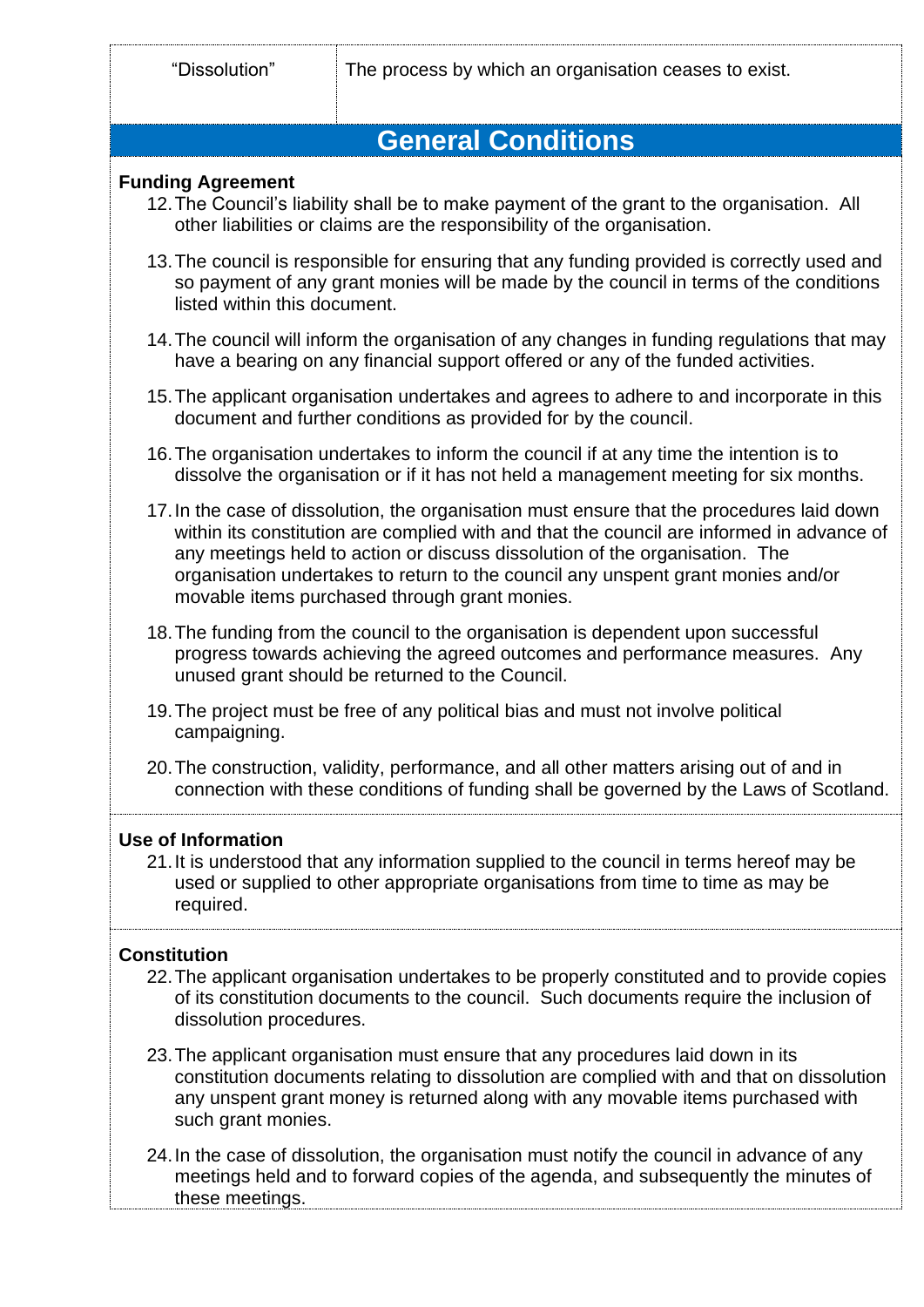| “Dissolution” | The process by which an organisation ceases to exist. |
|---|---|

## General Conditions

**Funding Agreement**

12. The Council’s liability shall be to make payment of the grant to the organisation. All other liabilities or claims are the responsibility of the organisation.

13. The council is responsible for ensuring that any funding provided is correctly used and so payment of any grant monies will be made by the council in terms of the conditions listed within this document.

14. The council will inform the organisation of any changes in funding regulations that may have a bearing on any financial support offered or any of the funded activities.

15. The applicant organisation undertakes and agrees to adhere to and incorporate in this document and further conditions as provided for by the council.

16. The organisation undertakes to inform the council if at any time the intention is to dissolve the organisation or if it has not held a management meeting for six months.

17. In the case of dissolution, the organisation must ensure that the procedures laid down within its constitution are complied with and that the council are informed in advance of any meetings held to action or discuss dissolution of the organisation. The organisation undertakes to return to the council any unspent grant monies and/or movable items purchased through grant monies.

18. The funding from the council to the organisation is dependent upon successful progress towards achieving the agreed outcomes and performance measures. Any unused grant should be returned to the Council.

19. The project must be free of any political bias and must not involve political campaigning.

20. The construction, validity, performance, and all other matters arising out of and in connection with these conditions of funding shall be governed by the Laws of Scotland.

**Use of Information**

21. It is understood that any information supplied to the council in terms hereof may be used or supplied to other appropriate organisations from time to time as may be required.

**Constitution**

22. The applicant organisation undertakes to be properly constituted and to provide copies of its constitution documents to the council. Such documents require the inclusion of dissolution procedures.

23. The applicant organisation must ensure that any procedures laid down in its constitution documents relating to dissolution are complied with and that on dissolution any unspent grant money is returned along with any movable items purchased with such grant monies.

24. In the case of dissolution, the organisation must notify the council in advance of any meetings held and to forward copies of the agenda, and subsequently the minutes of these meetings.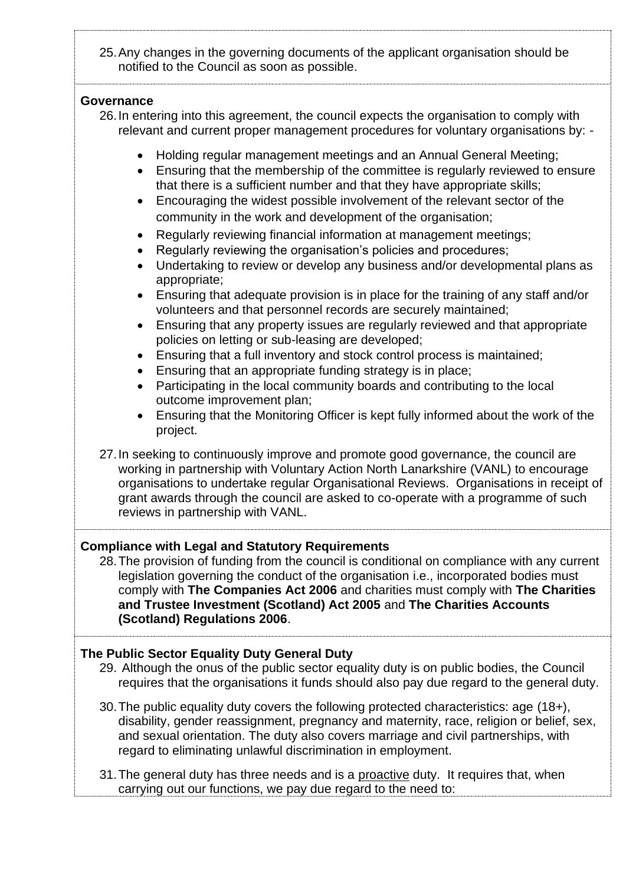25. Any changes in the governing documents of the applicant organisation should be notified to the Council as soon as possible.

**Governance**

26. In entering into this agreement, the council expects the organisation to comply with relevant and current proper management procedures for voluntary organisations by: -

    - Holding regular management meetings and an Annual General Meeting;
    - Ensuring that the membership of the committee is regularly reviewed to ensure that there is a sufficient number and that they have appropriate skills;
    - Encouraging the widest possible involvement of the relevant sector of the community in the work and development of the organisation;
    - Regularly reviewing financial information at management meetings;
    - Regularly reviewing the organisation's policies and procedures;
    - Undertaking to review or develop any business and/or developmental plans as appropriate;
    - Ensuring that adequate provision is in place for the training of any staff and/or volunteers and that personnel records are securely maintained;
    - Ensuring that any property issues are regularly reviewed and that appropriate policies on letting or sub-leasing are developed;
    - Ensuring that a full inventory and stock control process is maintained;
    - Ensuring that an appropriate funding strategy is in place;
    - Participating in the local community boards and contributing to the local outcome improvement plan;
    - Ensuring that the Monitoring Officer is kept fully informed about the work of the project.

27. In seeking to continuously improve and promote good governance, the council are working in partnership with Voluntary Action North Lanarkshire (VANL) to encourage organisations to undertake regular Organisational Reviews. Organisations in receipt of grant awards through the council are asked to co-operate with a programme of such reviews in partnership with VANL.

**Compliance with Legal and Statutory Requirements**

28. The provision of funding from the council is conditional on compliance with any current legislation governing the conduct of the organisation i.e., incorporated bodies must comply with **The Companies Act 2006** and charities must comply with **The Charities and Trustee Investment (Scotland) Act 2005** and **The Charities Accounts (Scotland) Regulations 2006**.

**The Public Sector Equality Duty General Duty**

29. Although the onus of the public sector equality duty is on public bodies, the Council requires that the organisations it funds should also pay due regard to the general duty.

30. The public equality duty covers the following protected characteristics: age (18+), disability, gender reassignment, pregnancy and maternity, race, religion or belief, sex, and sexual orientation. The duty also covers marriage and civil partnerships, with regard to eliminating unlawful discrimination in employment.

31. The general duty has three needs and is a proactive duty. It requires that, when carrying out our functions, we pay due regard to the need to: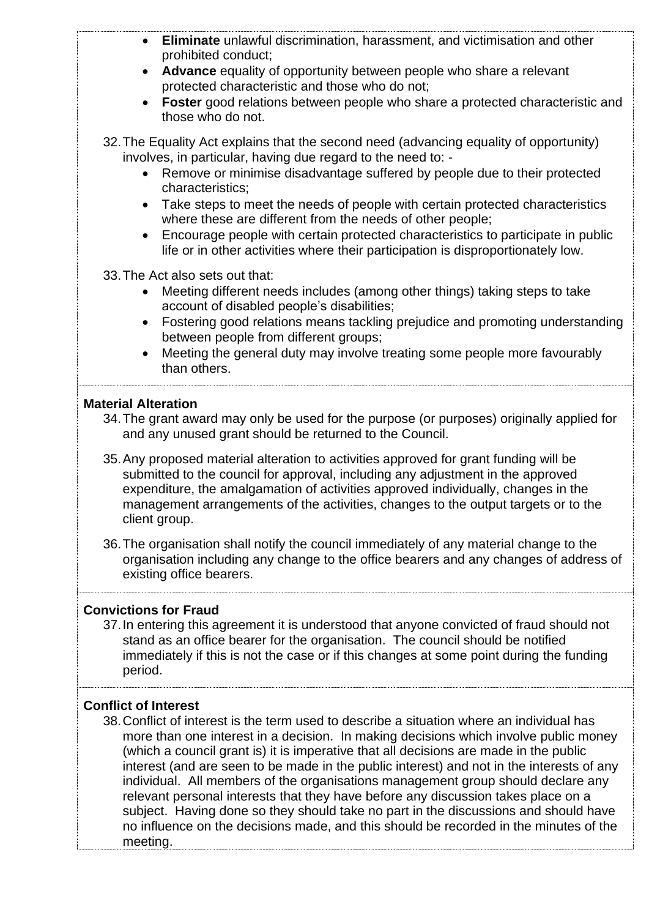- **Eliminate** unlawful discrimination, harassment, and victimisation and other prohibited conduct;
- **Advance** equality of opportunity between people who share a relevant protected characteristic and those who do not;
- **Foster** good relations between people who share a protected characteristic and those who do not.

32. The Equality Act explains that the second need (advancing equality of opportunity) involves, in particular, having due regard to the need to: -
    - Remove or minimise disadvantage suffered by people due to their protected characteristics;
    - Take steps to meet the needs of people with certain protected characteristics where these are different from the needs of other people;
    - Encourage people with certain protected characteristics to participate in public life or in other activities where their participation is disproportionately low.

33. The Act also sets out that:
    - Meeting different needs includes (among other things) taking steps to take account of disabled people's disabilities;
    - Fostering good relations means tackling prejudice and promoting understanding between people from different groups;
    - Meeting the general duty may involve treating some people more favourably than others.

**Material Alteration**

34. The grant award may only be used for the purpose (or purposes) originally applied for and any unused grant should be returned to the Council.

35. Any proposed material alteration to activities approved for grant funding will be submitted to the council for approval, including any adjustment in the approved expenditure, the amalgamation of activities approved individually, changes in the management arrangements of the activities, changes to the output targets or to the client group.

36. The organisation shall notify the council immediately of any material change to the organisation including any change to the office bearers and any changes of address of existing office bearers.

**Convictions for Fraud**

37. In entering this agreement it is understood that anyone convicted of fraud should not stand as an office bearer for the organisation. The council should be notified immediately if this is not the case or if this changes at some point during the funding period.

**Conflict of Interest**

38. Conflict of interest is the term used to describe a situation where an individual has more than one interest in a decision. In making decisions which involve public money (which a council grant is) it is imperative that all decisions are made in the public interest (and are seen to be made in the public interest) and not in the interests of any individual. All members of the organisations management group should declare any relevant personal interests that they have before any discussion takes place on a subject. Having done so they should take no part in the discussions and should have no influence on the decisions made, and this should be recorded in the minutes of the meeting.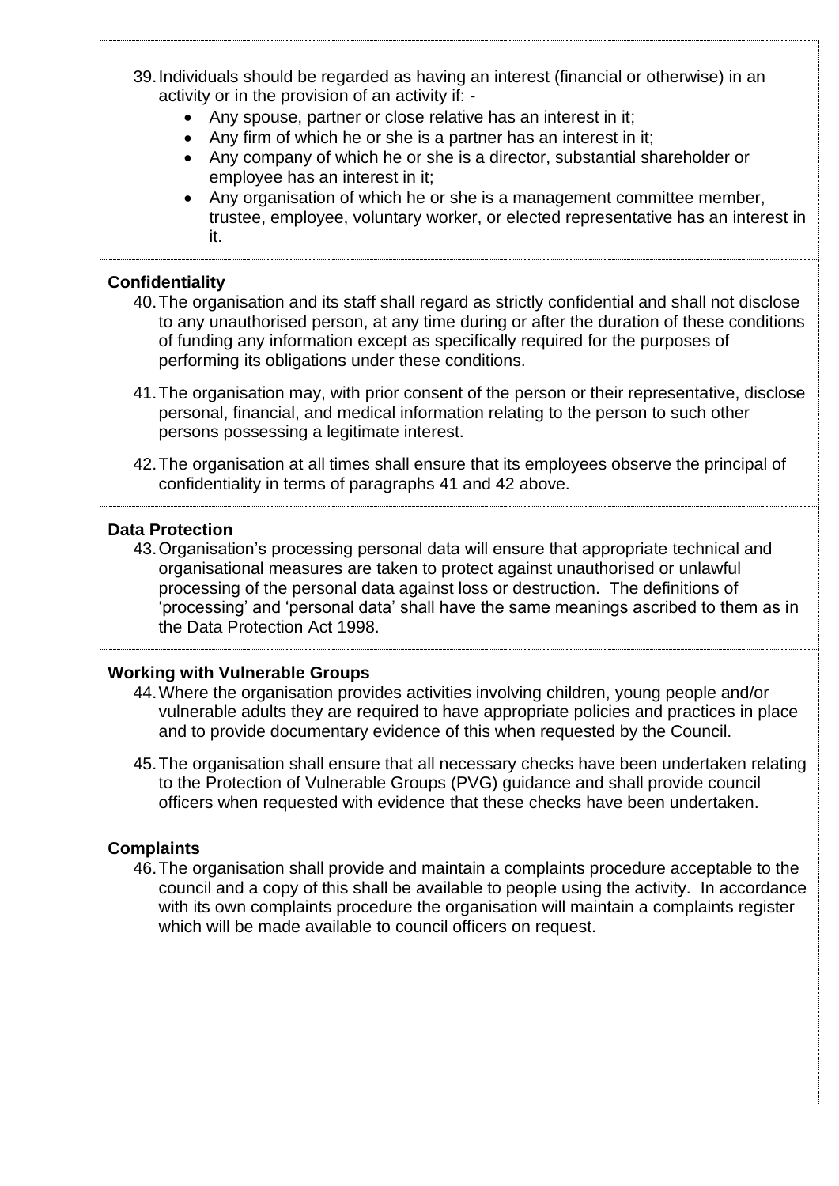39. Individuals should be regarded as having an interest (financial or otherwise) in an activity or in the provision of an activity if: -
    - Any spouse, partner or close relative has an interest in it;
    - Any firm of which he or she is a partner has an interest in it;
    - Any company of which he or she is a director, substantial shareholder or employee has an interest in it;
    - Any organisation of which he or she is a management committee member, trustee, employee, voluntary worker, or elected representative has an interest in it.

**Confidentiality**

40. The organisation and its staff shall regard as strictly confidential and shall not disclose to any unauthorised person, at any time during or after the duration of these conditions of funding any information except as specifically required for the purposes of performing its obligations under these conditions.

41. The organisation may, with prior consent of the person or their representative, disclose personal, financial, and medical information relating to the person to such other persons possessing a legitimate interest.

42. The organisation at all times shall ensure that its employees observe the principal of confidentiality in terms of paragraphs 41 and 42 above.

**Data Protection**

43. Organisation's processing personal data will ensure that appropriate technical and organisational measures are taken to protect against unauthorised or unlawful processing of the personal data against loss or destruction. The definitions of 'processing' and 'personal data' shall have the same meanings ascribed to them as in the Data Protection Act 1998.

**Working with Vulnerable Groups**

44. Where the organisation provides activities involving children, young people and/or vulnerable adults they are required to have appropriate policies and practices in place and to provide documentary evidence of this when requested by the Council.

45. The organisation shall ensure that all necessary checks have been undertaken relating to the Protection of Vulnerable Groups (PVG) guidance and shall provide council officers when requested with evidence that these checks have been undertaken.

**Complaints**

46. The organisation shall provide and maintain a complaints procedure acceptable to the council and a copy of this shall be available to people using the activity. In accordance with its own complaints procedure the organisation will maintain a complaints register which will be made available to council officers on request.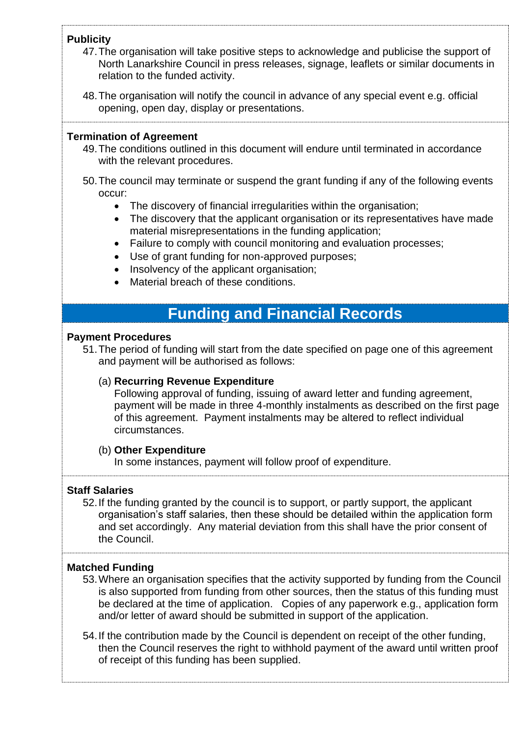**Publicity**

47. The organisation will take positive steps to acknowledge and publicise the support of North Lanarkshire Council in press releases, signage, leaflets or similar documents in relation to the funded activity.

48. The organisation will notify the council in advance of any special event e.g. official opening, open day, display or presentations.

**Termination of Agreement**

49. The conditions outlined in this document will endure until terminated in accordance with the relevant procedures.

50. The council may terminate or suspend the grant funding if any of the following events occur:
    - The discovery of financial irregularities within the organisation;
    - The discovery that the applicant organisation or its representatives have made material misrepresentations in the funding application;
    - Failure to comply with council monitoring and evaluation processes;
    - Use of grant funding for non-approved purposes;
    - Insolvency of the applicant organisation;
    - Material breach of these conditions.

## Funding and Financial Records

**Payment Procedures**

51. The period of funding will start from the date specified on page one of this agreement and payment will be authorised as follows:

    (a) **Recurring Revenue Expenditure**
    Following approval of funding, issuing of award letter and funding agreement, payment will be made in three 4-monthly instalments as described on the first page of this agreement. Payment instalments may be altered to reflect individual circumstances.

    (b) **Other Expenditure**
    In some instances, payment will follow proof of expenditure.

**Staff Salaries**

52. If the funding granted by the council is to support, or partly support, the applicant organisation's staff salaries, then these should be detailed within the application form and set accordingly. Any material deviation from this shall have the prior consent of the Council.

**Matched Funding**

53. Where an organisation specifies that the activity supported by funding from the Council is also supported from funding from other sources, then the status of this funding must be declared at the time of application. Copies of any paperwork e.g., application form and/or letter of award should be submitted in support of the application.

54. If the contribution made by the Council is dependent on receipt of the other funding, then the Council reserves the right to withhold payment of the award until written proof of receipt of this funding has been supplied.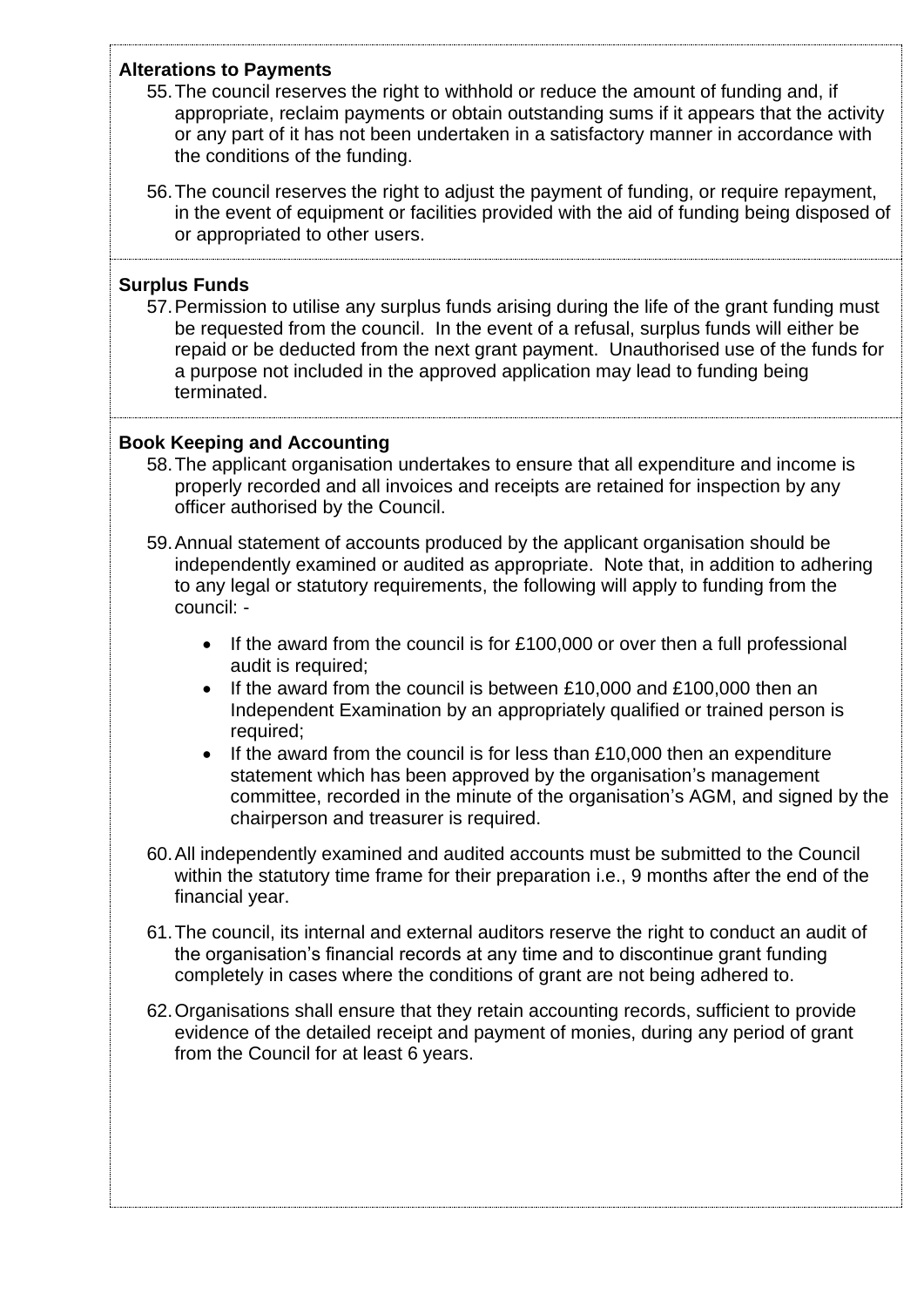**Alterations to Payments**

55. The council reserves the right to withhold or reduce the amount of funding and, if appropriate, reclaim payments or obtain outstanding sums if it appears that the activity or any part of it has not been undertaken in a satisfactory manner in accordance with the conditions of the funding.

56. The council reserves the right to adjust the payment of funding, or require repayment, in the event of equipment or facilities provided with the aid of funding being disposed of or appropriated to other users.

**Surplus Funds**

57. Permission to utilise any surplus funds arising during the life of the grant funding must be requested from the council. In the event of a refusal, surplus funds will either be repaid or be deducted from the next grant payment. Unauthorised use of the funds for a purpose not included in the approved application may lead to funding being terminated.

**Book Keeping and Accounting**

58. The applicant organisation undertakes to ensure that all expenditure and income is properly recorded and all invoices and receipts are retained for inspection by any officer authorised by the Council.

59. Annual statement of accounts produced by the applicant organisation should be independently examined or audited as appropriate. Note that, in addition to adhering to any legal or statutory requirements, the following will apply to funding from the council: -

    - If the award from the council is for £100,000 or over then a full professional audit is required;
    - If the award from the council is between £10,000 and £100,000 then an Independent Examination by an appropriately qualified or trained person is required;
    - If the award from the council is for less than £10,000 then an expenditure statement which has been approved by the organisation's management committee, recorded in the minute of the organisation's AGM, and signed by the chairperson and treasurer is required.

60. All independently examined and audited accounts must be submitted to the Council within the statutory time frame for their preparation i.e., 9 months after the end of the financial year.

61. The council, its internal and external auditors reserve the right to conduct an audit of the organisation's financial records at any time and to discontinue grant funding completely in cases where the conditions of grant are not being adhered to.

62. Organisations shall ensure that they retain accounting records, sufficient to provide evidence of the detailed receipt and payment of monies, during any period of grant from the Council for at least 6 years.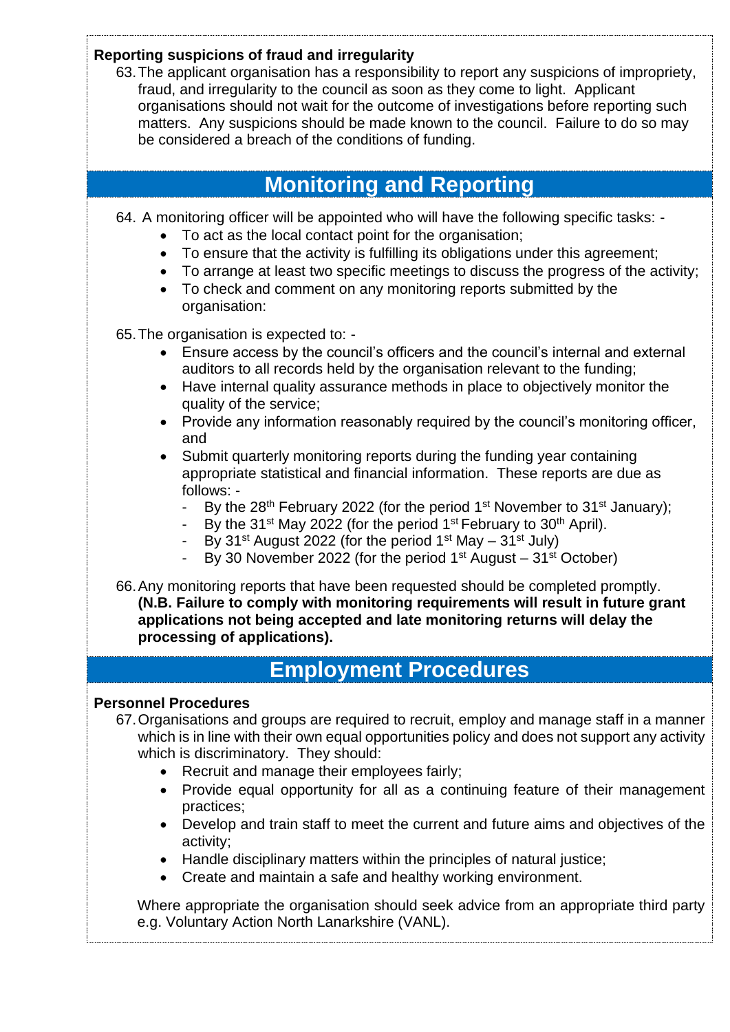**Reporting suspicions of fraud and irregularity**

63. The applicant organisation has a responsibility to report any suspicions of impropriety, fraud, and irregularity to the council as soon as they come to light. Applicant organisations should not wait for the outcome of investigations before reporting such matters. Any suspicions should be made known to the council. Failure to do so may be considered a breach of the conditions of funding.

## Monitoring and Reporting

64. A monitoring officer will be appointed who will have the following specific tasks: -
    - To act as the local contact point for the organisation;
    - To ensure that the activity is fulfilling its obligations under this agreement;
    - To arrange at least two specific meetings to discuss the progress of the activity;
    - To check and comment on any monitoring reports submitted by the organisation:

65. The organisation is expected to: -
    - Ensure access by the council's officers and the council's internal and external auditors to all records held by the organisation relevant to the funding;
    - Have internal quality assurance methods in place to objectively monitor the quality of the service;
    - Provide any information reasonably required by the council's monitoring officer, and
    - Submit quarterly monitoring reports during the funding year containing appropriate statistical and financial information. These reports are due as follows: -
        - By the 28th February 2022 (for the period 1st November to 31st January);
        - By the 31st May 2022 (for the period 1st February to 30th April).
        - By 31st August 2022 (for the period 1st May – 31st July)
        - By 30 November 2022 (for the period 1st August – 31st October)

66. Any monitoring reports that have been requested should be completed promptly. **(N.B. Failure to comply with monitoring requirements will result in future grant applications not being accepted and late monitoring returns will delay the processing of applications).**

## Employment Procedures

**Personnel Procedures**

67. Organisations and groups are required to recruit, employ and manage staff in a manner which is in line with their own equal opportunities policy and does not support any activity which is discriminatory. They should:
    - Recruit and manage their employees fairly;
    - Provide equal opportunity for all as a continuing feature of their management practices;
    - Develop and train staff to meet the current and future aims and objectives of the activity;
    - Handle disciplinary matters within the principles of natural justice;
    - Create and maintain a safe and healthy working environment.

    Where appropriate the organisation should seek advice from an appropriate third party e.g. Voluntary Action North Lanarkshire (VANL).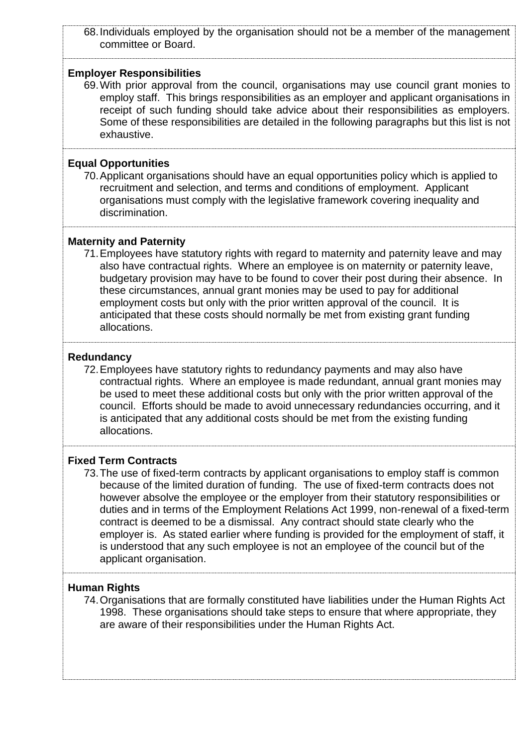68. Individuals employed by the organisation should not be a member of the management committee or Board.

**Employer Responsibilities**

69. With prior approval from the council, organisations may use council grant monies to employ staff. This brings responsibilities as an employer and applicant organisations in receipt of such funding should take advice about their responsibilities as employers. Some of these responsibilities are detailed in the following paragraphs but this list is not exhaustive.

**Equal Opportunities**

70. Applicant organisations should have an equal opportunities policy which is applied to recruitment and selection, and terms and conditions of employment. Applicant organisations must comply with the legislative framework covering inequality and discrimination.

**Maternity and Paternity**

71. Employees have statutory rights with regard to maternity and paternity leave and may also have contractual rights. Where an employee is on maternity or paternity leave, budgetary provision may have to be found to cover their post during their absence. In these circumstances, annual grant monies may be used to pay for additional employment costs but only with the prior written approval of the council. It is anticipated that these costs should normally be met from existing grant funding allocations.

**Redundancy**

72. Employees have statutory rights to redundancy payments and may also have contractual rights. Where an employee is made redundant, annual grant monies may be used to meet these additional costs but only with the prior written approval of the council. Efforts should be made to avoid unnecessary redundancies occurring, and it is anticipated that any additional costs should be met from the existing funding allocations.

**Fixed Term Contracts**

73. The use of fixed-term contracts by applicant organisations to employ staff is common because of the limited duration of funding. The use of fixed-term contracts does not however absolve the employee or the employer from their statutory responsibilities or duties and in terms of the Employment Relations Act 1999, non-renewal of a fixed-term contract is deemed to be a dismissal. Any contract should state clearly who the employer is. As stated earlier where funding is provided for the employment of staff, it is understood that any such employee is not an employee of the council but of the applicant organisation.

**Human Rights**

74. Organisations that are formally constituted have liabilities under the Human Rights Act 1998. These organisations should take steps to ensure that where appropriate, they are aware of their responsibilities under the Human Rights Act.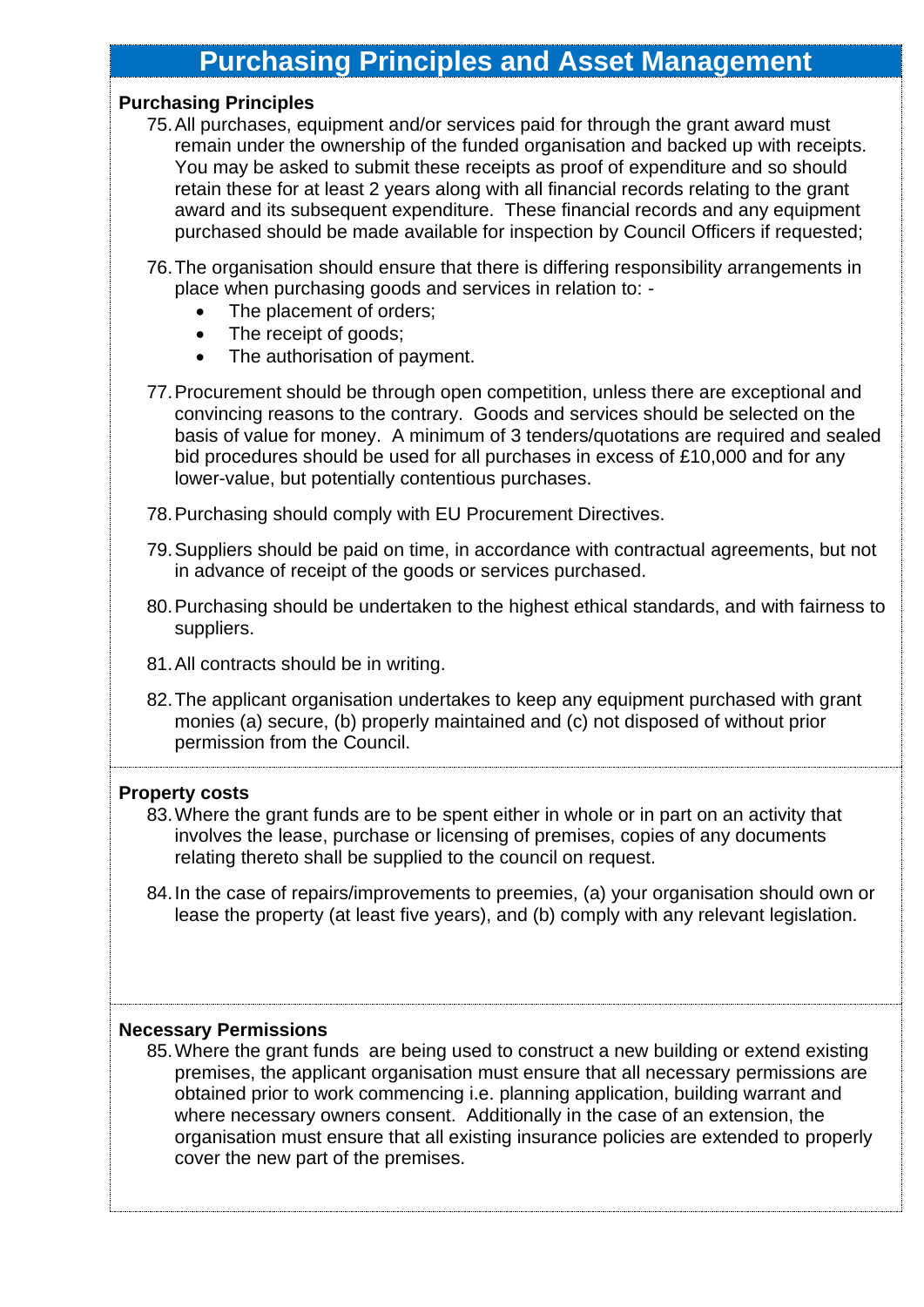# Purchasing Principles and Asset Management

**Purchasing Principles**

75. All purchases, equipment and/or services paid for through the grant award must remain under the ownership of the funded organisation and backed up with receipts. You may be asked to submit these receipts as proof of expenditure and so should retain these for at least 2 years along with all financial records relating to the grant award and its subsequent expenditure. These financial records and any equipment purchased should be made available for inspection by Council Officers if requested;

76. The organisation should ensure that there is differing responsibility arrangements in place when purchasing goods and services in relation to: -
    - The placement of orders;
    - The receipt of goods;
    - The authorisation of payment.

77. Procurement should be through open competition, unless there are exceptional and convincing reasons to the contrary. Goods and services should be selected on the basis of value for money. A minimum of 3 tenders/quotations are required and sealed bid procedures should be used for all purchases in excess of £10,000 and for any lower-value, but potentially contentious purchases.

78. Purchasing should comply with EU Procurement Directives.

79. Suppliers should be paid on time, in accordance with contractual agreements, but not in advance of receipt of the goods or services purchased.

80. Purchasing should be undertaken to the highest ethical standards, and with fairness to suppliers.

81. All contracts should be in writing.

82. The applicant organisation undertakes to keep any equipment purchased with grant monies (a) secure, (b) properly maintained and (c) not disposed of without prior permission from the Council.

**Property costs**

83. Where the grant funds are to be spent either in whole or in part on an activity that involves the lease, purchase or licensing of premises, copies of any documents relating thereto shall be supplied to the council on request.

84. In the case of repairs/improvements to preemies, (a) your organisation should own or lease the property (at least five years), and (b) comply with any relevant legislation.

**Necessary Permissions**

85. Where the grant funds are being used to construct a new building or extend existing premises, the applicant organisation must ensure that all necessary permissions are obtained prior to work commencing i.e. planning application, building warrant and where necessary owners consent. Additionally in the case of an extension, the organisation must ensure that all existing insurance policies are extended to properly cover the new part of the premises.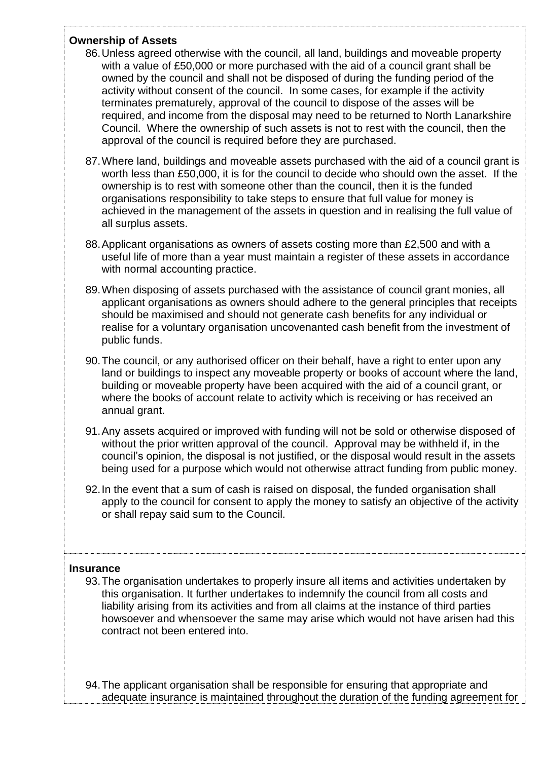**Ownership of Assets**

86. Unless agreed otherwise with the council, all land, buildings and moveable property with a value of £50,000 or more purchased with the aid of a council grant shall be owned by the council and shall not be disposed of during the funding period of the activity without consent of the council. In some cases, for example if the activity terminates prematurely, approval of the council to dispose of the asses will be required, and income from the disposal may need to be returned to North Lanarkshire Council. Where the ownership of such assets is not to rest with the council, then the approval of the council is required before they are purchased.

87. Where land, buildings and moveable assets purchased with the aid of a council grant is worth less than £50,000, it is for the council to decide who should own the asset. If the ownership is to rest with someone other than the council, then it is the funded organisations responsibility to take steps to ensure that full value for money is achieved in the management of the assets in question and in realising the full value of all surplus assets.

88. Applicant organisations as owners of assets costing more than £2,500 and with a useful life of more than a year must maintain a register of these assets in accordance with normal accounting practice.

89. When disposing of assets purchased with the assistance of council grant monies, all applicant organisations as owners should adhere to the general principles that receipts should be maximised and should not generate cash benefits for any individual or realise for a voluntary organisation uncovenanted cash benefit from the investment of public funds.

90. The council, or any authorised officer on their behalf, have a right to enter upon any land or buildings to inspect any moveable property or books of account where the land, building or moveable property have been acquired with the aid of a council grant, or where the books of account relate to activity which is receiving or has received an annual grant.

91. Any assets acquired or improved with funding will not be sold or otherwise disposed of without the prior written approval of the council. Approval may be withheld if, in the council's opinion, the disposal is not justified, or the disposal would result in the assets being used for a purpose which would not otherwise attract funding from public money.

92. In the event that a sum of cash is raised on disposal, the funded organisation shall apply to the council for consent to apply the money to satisfy an objective of the activity or shall repay said sum to the Council.

**Insurance**

93. The organisation undertakes to properly insure all items and activities undertaken by this organisation. It further undertakes to indemnify the council from all costs and liability arising from its activities and from all claims at the instance of third parties howsoever and whensoever the same may arise which would not have arisen had this contract not been entered into.

94. The applicant organisation shall be responsible for ensuring that appropriate and adequate insurance is maintained throughout the duration of the funding agreement for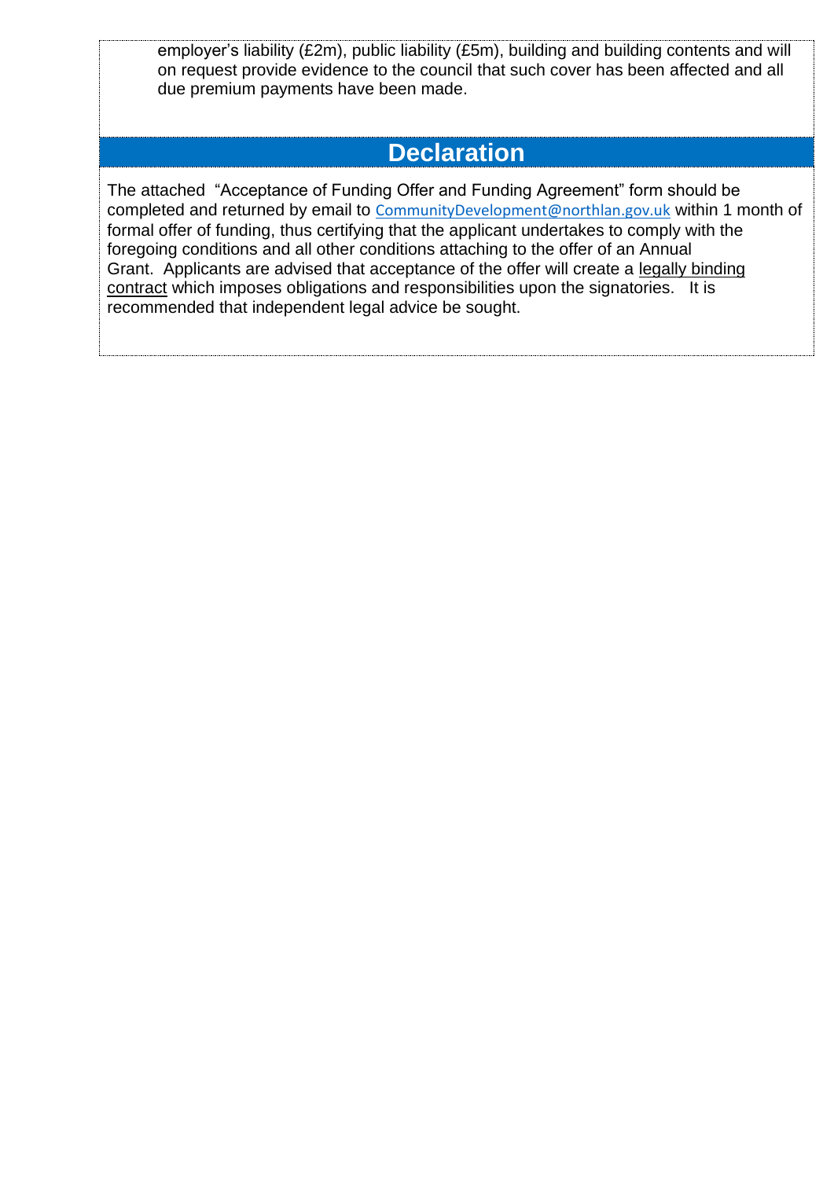employer's liability (£2m), public liability (£5m), building and building contents and will on request provide evidence to the council that such cover has been affected and all due premium payments have been made.

## Declaration

The attached "Acceptance of Funding Offer and Funding Agreement" form should be completed and returned by email to CommunityDevelopment@northlan.gov.uk within 1 month of formal offer of funding, thus certifying that the applicant undertakes to comply with the foregoing conditions and all other conditions attaching to the offer of an Annual Grant. Applicants are advised that acceptance of the offer will create a legally binding contract which imposes obligations and responsibilities upon the signatories. It is recommended that independent legal advice be sought.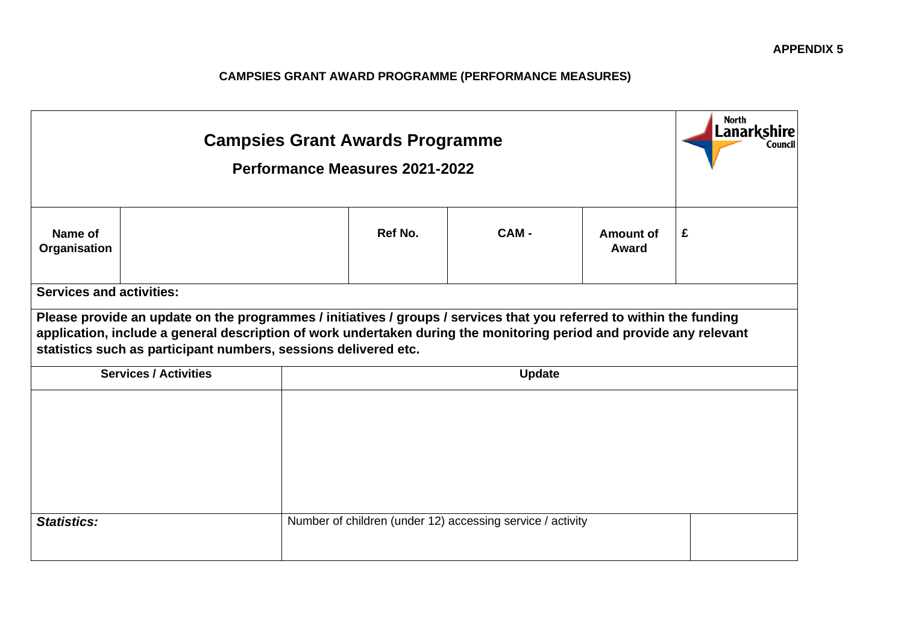**APPENDIX 5**

**CAMPSIES GRANT AWARD PROGRAMME (PERFORMANCE MEASURES)**

| **Campsies Grant Awards Programme**<br>**Performance Measures 2021-2022** | | | | | | North Lanarkshire Council |
|---|---|---|---|---|---|---|
| **Name of Organisation** | | **Ref No.** | **CAM -** | **Amount of Award** | **£** | |
| **Services and activities:** | | | | | | |
| **Please provide an update on the programmes / initiatives / groups / services that you referred to within the funding application, include a general description of work undertaken during the monitoring period and provide any relevant statistics such as participant numbers, sessions delivered etc.** | | | | | | |
| **Services / Activities** | **Update** | | | | | |
| | | | | | | |
| ***Statistics:*** | Number of children (under 12) accessing service / activity | | | | | |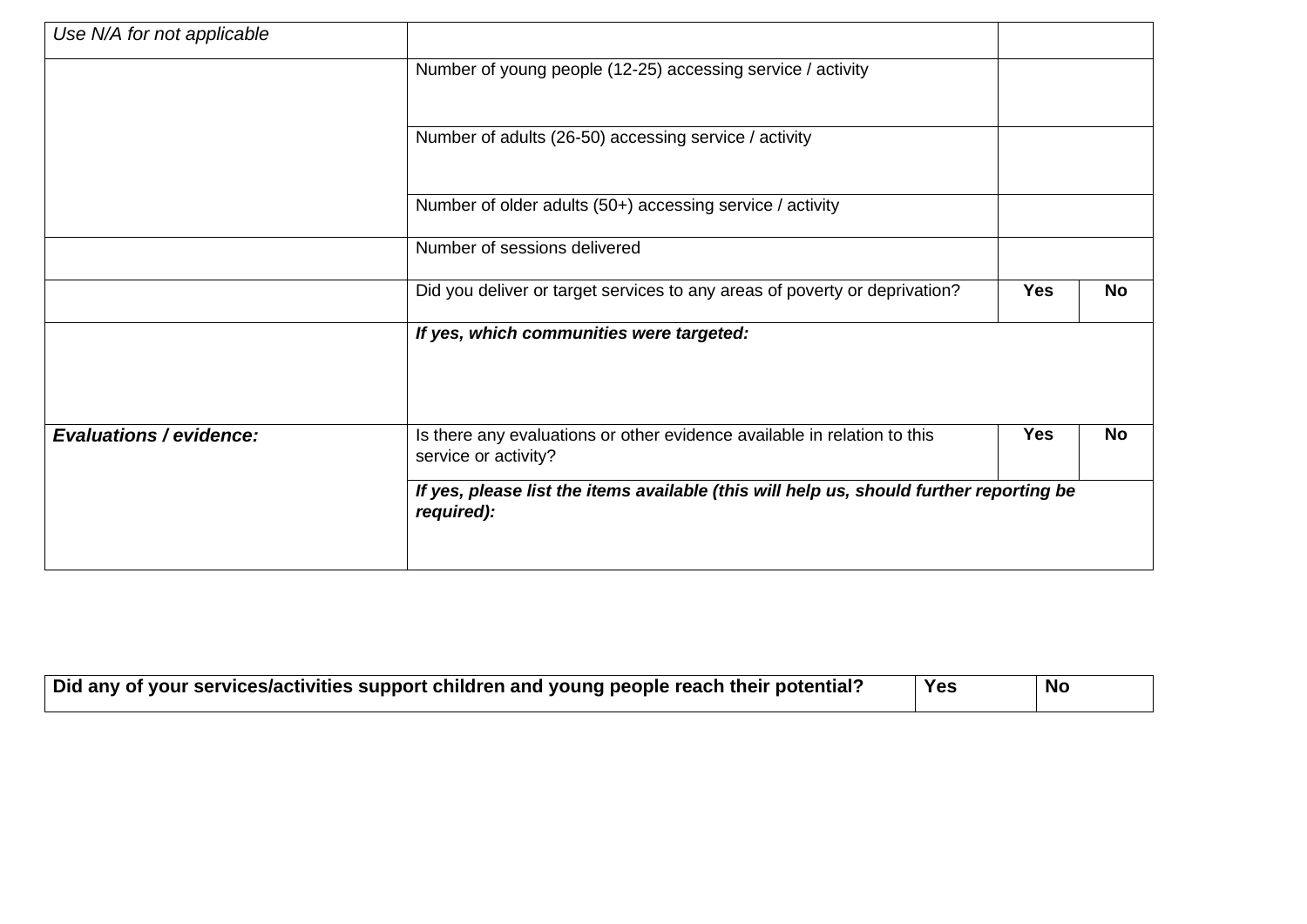| *Use N/A for not applicable* | | | |
|---|---|---|---|
| | Number of young people (12-25) accessing service / activity | | |
| | Number of adults (26-50) accessing service / activity | | |
| | Number of older adults (50+) accessing service / activity | | |
| | Number of sessions delivered | | |
| | Did you deliver or target services to any areas of poverty or deprivation? | **Yes** | **No** |
| | ***If yes, which communities were targeted:*** | | |
| ***Evaluations / evidence:*** | Is there any evaluations or other evidence available in relation to this service or activity? | **Yes** | **No** |
| | ***If yes, please list the items available (this will help us, should further reporting be required):*** | | |

| **Did any of your services/activities support children and young people reach their potential?** | **Yes** | **No** |
|---|---|---|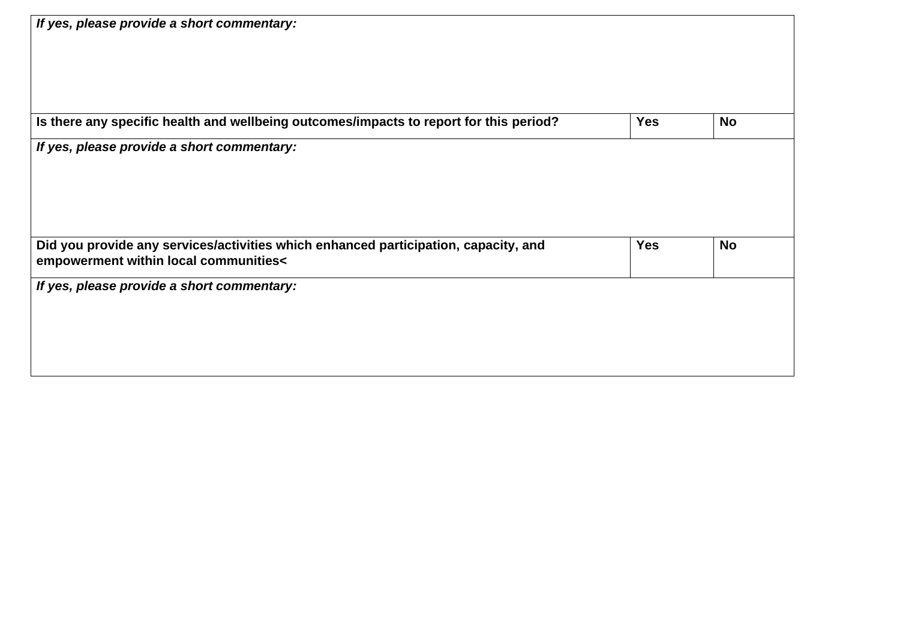| *If yes, please provide a short commentary:* | | |
|---|---|---|
| **Is there any specific health and wellbeing outcomes/impacts to report for this period?** | **Yes** | **No** |
| ***If yes, please provide a short commentary:*** | | |
| **Did you provide any services/activities which enhanced participation, capacity, and empowerment within local communities<** | **Yes** | **No** |
| ***If yes, please provide a short commentary:*** | | |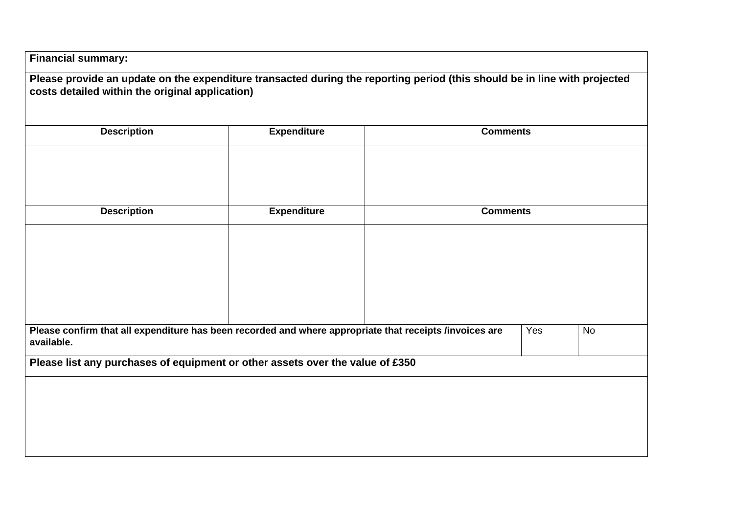**Financial summary:**

**Please provide an update on the expenditure transacted during the reporting period (this should be in line with projected costs detailed within the original application)**

| Description | Expenditure | Comments |
|---|---|---|
| | | |

| Description | Expenditure | Comments |
|---|---|---|
| | | |

| Please confirm that all expenditure has been recorded and where appropriate that receipts /invoices are available. | Yes | No |
|---|---|---|

**Please list any purchases of equipment or other assets over the value of £350**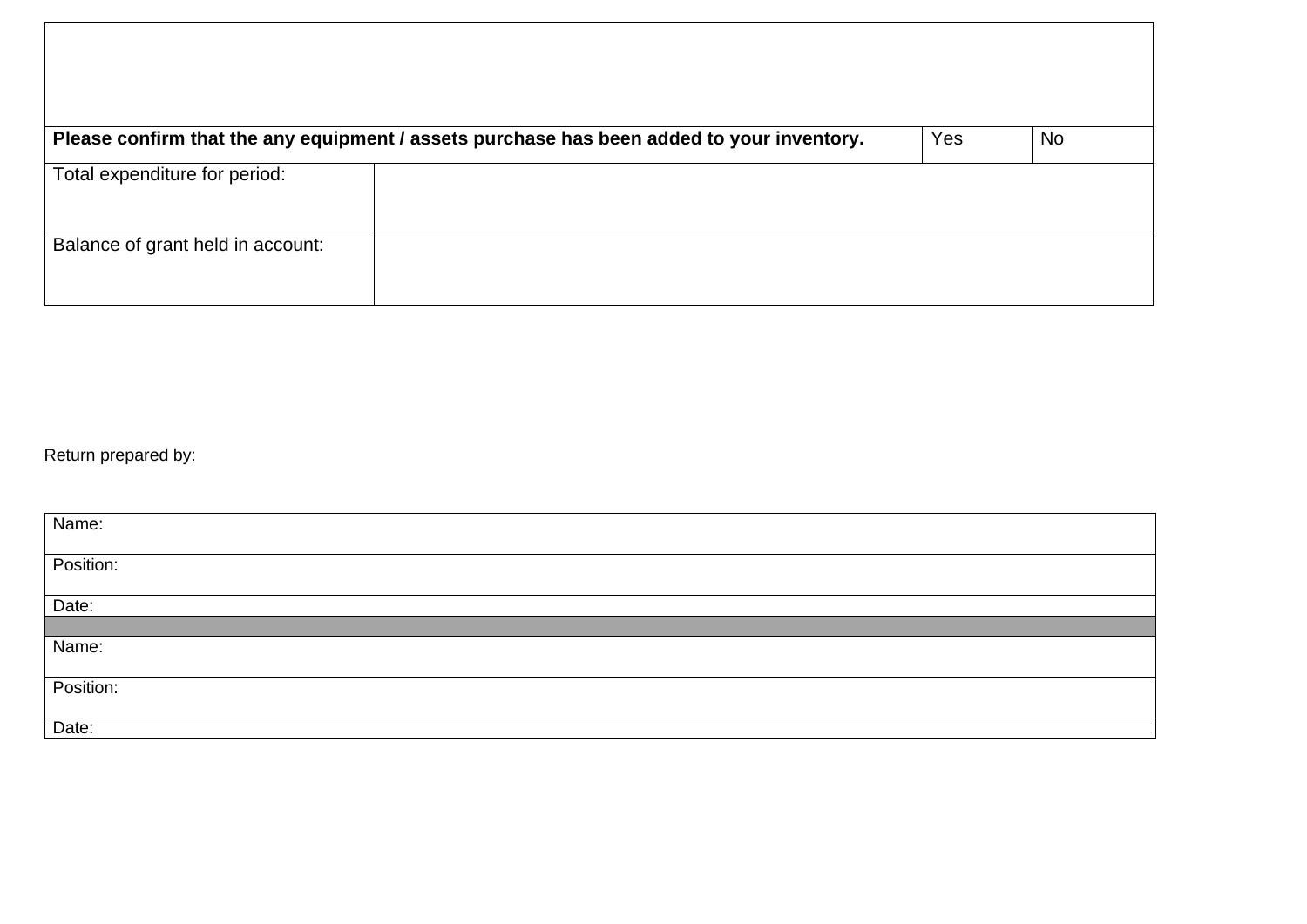| | | |
|---|---|---|
| | | |
| **Please confirm that the any equipment / assets purchase has been added to your inventory.** | Yes | No |
| Total expenditure for period: | | |
| Balance of grant held in account: | | |

Return prepared by:

| |
|---|
| Name: |
| Position: |
| Date: |
| |
| Name: |
| Position: |
| Date: |